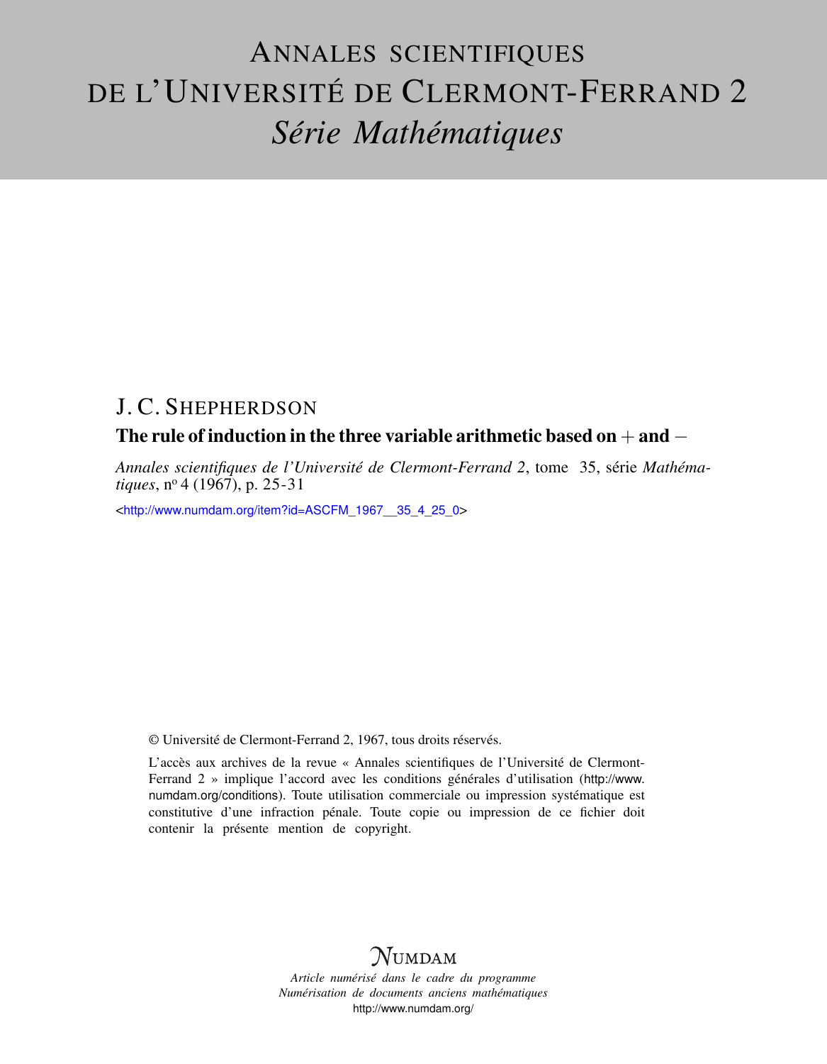# Annales scientifiques de l'Université de Clermont-Ferrand 2

## *Série Mathématiques*

J. C. Shepherdson

**The rule of induction in the three variable arithmetic based on + and −**

*Annales scientifiques de l'Université de Clermont-Ferrand 2*, tome 35, série *Mathématiques*, n° 4 (1967), p. 25-31

<http://www.numdam.org/item?id=ASCFM_1967__35_4_25_0>

© Université de Clermont-Ferrand 2, 1967, tous droits réservés.

L'accès aux archives de la revue « Annales scientifiques de l'Université de Clermont-Ferrand 2 » implique l'accord avec les conditions générales d'utilisation (http://www.numdam.org/conditions). Toute utilisation commerciale ou impression systématique est constitutive d'une infraction pénale. Toute copie ou impression de ce fichier doit contenir la présente mention de copyright.

NUMDAM

*Article numérisé dans le cadre du programme*
*Numérisation de documents anciens mathématiques*
http://www.numdam.org/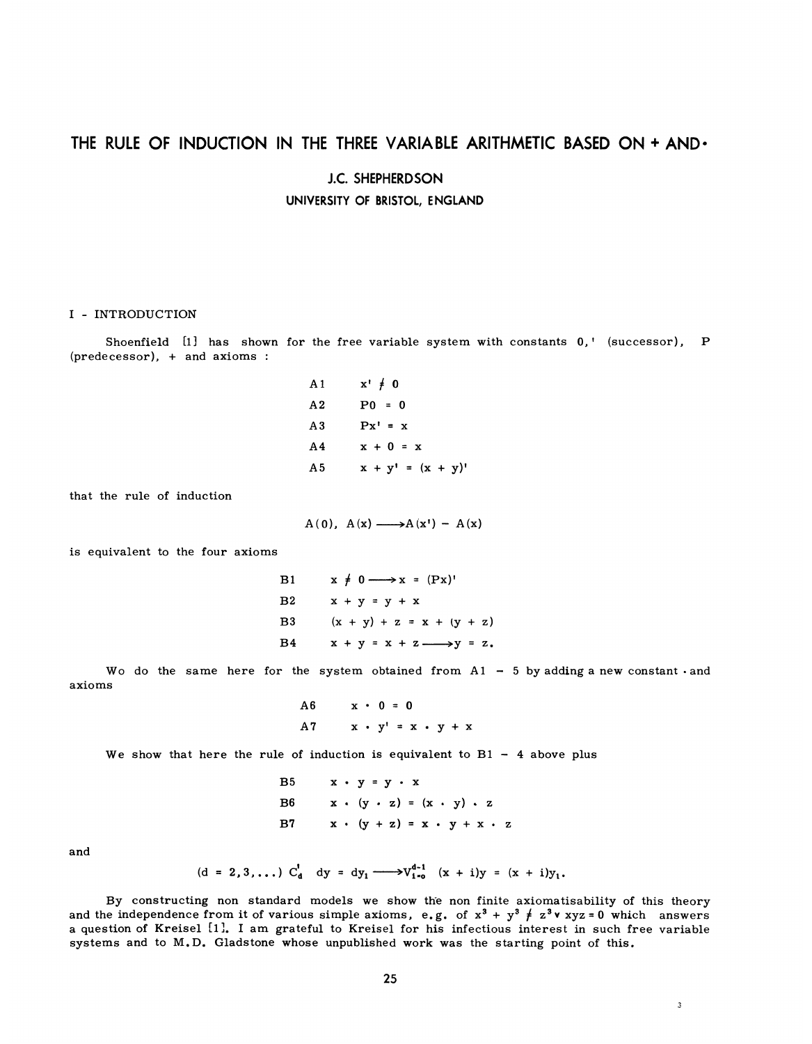# THE RULE OF INDUCTION IN THE THREE VARIABLE ARITHMETIC BASED ON + AND ·

**J.C. SHEPHERDSON**

**UNIVERSITY OF BRISTOL, ENGLAND**

## I - INTRODUCTION

Shoenfield [1] has shown for the free variable system with constants 0,' (successor), P (predecessor), + and axioms :

| | |
|---|---|
| A1 | $x' \neq 0$ |
| A2 | $P0 = 0$ |
| A3 | $Px' = x$ |
| A4 | $x + 0 = x$ |
| A5 | $x + y' = (x + y)'$ |

that the rule of induction

$$A(0),\ A(x) \longrightarrow A(x') - A(x)$$

is equivalent to the four axioms

| | |
|---|---|
| B1 | $x \neq 0 \longrightarrow x = (Px)'$ |
| B2 | $x + y = y + x$ |
| B3 | $(x + y) + z = x + (y + z)$ |
| B4 | $x + y = x + z \longrightarrow y = z.$ |

Wo do the same here for the system obtained from A1 – 5 by adding a new constant · and axioms

| | |
|---|---|
| A6 | $x \cdot 0 = 0$ |
| A7 | $x \cdot y' = x \cdot y + x$ |

We show that here the rule of induction is equivalent to B1 – 4 above plus

| | |
|---|---|
| B5 | $x \cdot y = y \cdot x$ |
| B6 | $x \cdot (y \cdot z) = (x \cdot y) \cdot z$ |
| B7 | $x \cdot (y + z) = x \cdot y + x \cdot z$ |

and

$$(d = 2, 3, \ldots)\ C_d^{\prime} \quad dy = dy_1 \longrightarrow V_{i=0}^{d-1}\ (x + i)y = (x + i)y_1.$$

By constructing non standard models we show the non finite axiomatisability of this theory and the independence from it of various simple axioms, e.g. of $x^3 + y^3 \neq z^3 \vee xyz = 0$ which answers a question of Kreisel [1]. I am grateful to Kreisel for his infectious interest in such free variable systems and to M.D. Gladstone whose unpublished work was the starting point of this.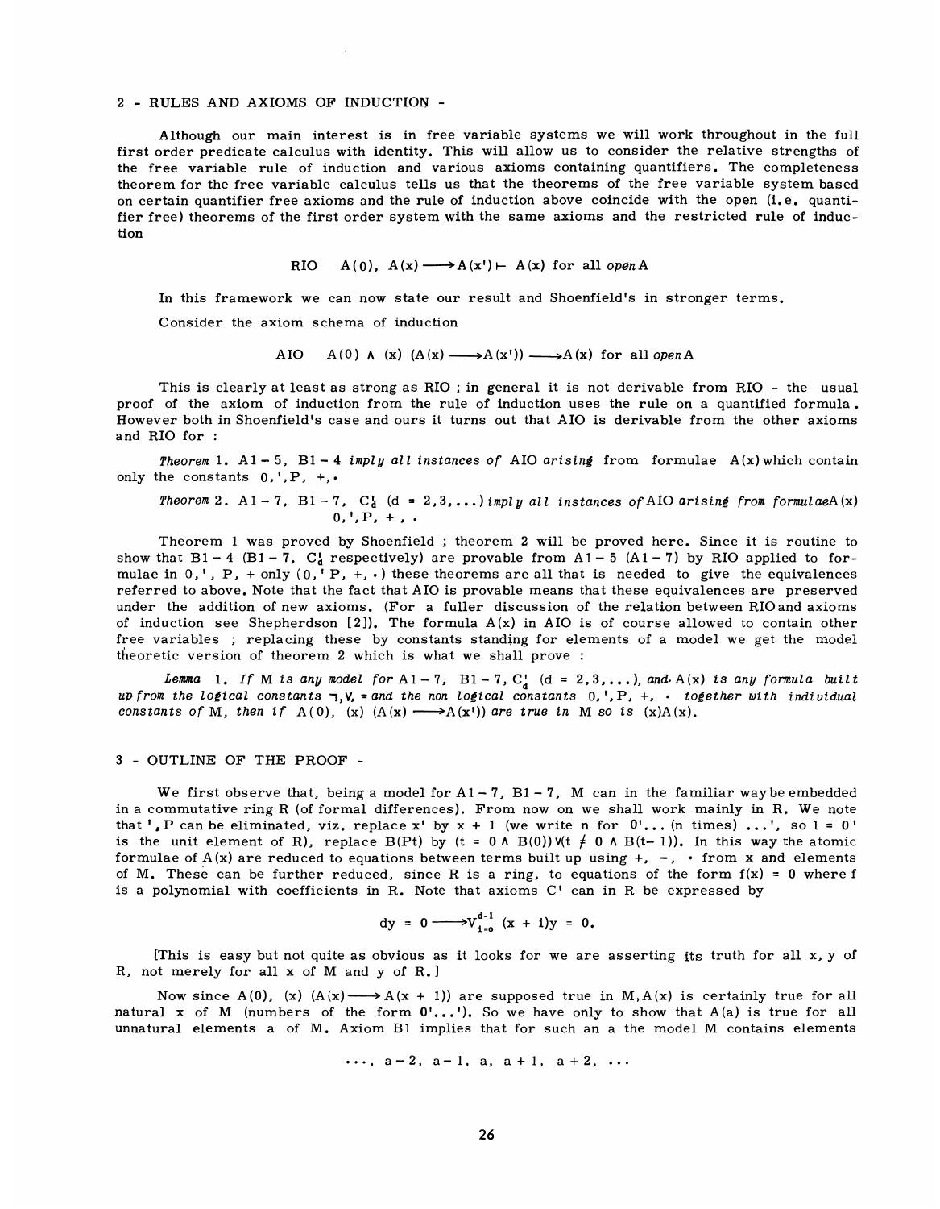## 2 - RULES AND AXIOMS OF INDUCTION -

Although our main interest is in free variable systems we will work throughout in the full first order predicate calculus with identity. This will allow us to consider the relative strengths of the free variable rule of induction and various axioms containing quantifiers. The completeness theorem for the free variable calculus tells us that the theorems of the free variable system based on certain quantifier free axioms and the rule of induction above coincide with the open (i.e. quantifier free) theorems of the first order system with the same axioms and the restricted rule of induction

$$\text{RIO} \quad A(0),\ A(x) \longrightarrow A(x') \vdash A(x) \text{ for all } open\, A$$

In this framework we can now state our result and Shoenfield's in stronger terms.

Consider the axiom schema of induction

$$\text{AIO} \quad A(0) \wedge (x)\ (A(x) \longrightarrow A(x')) \longrightarrow A(x) \text{ for all } open\, A$$

This is clearly at least as strong as RIO ; in general it is not derivable from RIO - the usual proof of the axiom of induction from the rule of induction uses the rule on a quantified formula. However both in Shoenfield's case and ours it turns out that AIO is derivable from the other axioms and RIO for :

*Theorem* 1. A1 – 5, B1 – 4 *imply all instances of* AIO *arising* from formulae A(x) which contain only the constants 0, ', P, +, ·

*Theorem* 2. A1 – 7, B1 – 7, $C_d^{\prime}$ (d = 2,3, . . .) *imply all instances of* AIO *arising from formulae* A(x) 0, ', P, + , ·

Theorem 1 was proved by Shoenfield ; theorem 2 will be proved here. Since it is routine to show that B1 – 4 (B1 – 7, $C_d^{\prime}$ respectively) are provable from A1 – 5 (A1 – 7) by RIO applied to formulae in 0, ', P, + only (0, ' P, +, ·) these theorems are all that is needed to give the equivalences referred to above. Note that the fact that AIO is provable means that these equivalences are preserved under the addition of new axioms. (For a fuller discussion of the relation between RIO and axioms of induction see Shepherdson [2]). The formula A(x) in AIO is of course allowed to contain other free variables ; replacing these by constants standing for elements of a model we get the model theoretic version of theorem 2 which is what we shall prove :

*Lemma* 1. *If* M *is any model for* A1 – 7, B1 – 7, $C_d^{\prime}$ (d = 2,3, . . .), *and* A(x) *is any formula built up from the logical constants* ¬, ∨, = *and the non logical constants* 0, ', P, +, · *together with individual constants of* M, *then if* A(0), (x) (A(x) ⟶ A(x')) *are true in* M *so is* (x)A(x).

## 3 - OUTLINE OF THE PROOF -

We first observe that, being a model for A1 – 7, B1 – 7, M can in the familiar way be embedded in a commutative ring R (of formal differences). From now on we shall work mainly in R. We note that ', P can be eliminated, viz. replace x' by x + 1 (we write n for 0'. . . (n times) . . . ', so 1 = 0' is the unit element of R), replace B(Pt) by (t = 0 ∧ B(0)) ∨ (t ≠ 0 ∧ B(t – 1)). In this way the atomic formulae of A(x) are reduced to equations between terms built up using +, –, · from x and elements of M. These can be further reduced, since R is a ring, to equations of the form f(x) = 0 where f is a polynomial with coefficients in R. Note that axioms C' can in R be expressed by

$$dy = 0 \longrightarrow \vee_{i=0}^{d-1}\ (x + i)y = 0.$$

[This is easy but not quite as obvious as it looks for we are asserting its truth for all x, y of R, not merely for all x of M and y of R.]

Now since A(0), (x) (A(x) ⟶ A(x + 1)) are supposed true in M, A(x) is certainly true for all natural x of M (numbers of the form 0'. . . '). So we have only to show that A(a) is true for all unnatural elements a of M. Axiom B1 implies that for such an a the model M contains elements

$$\ldots,\ a-2,\ a-1,\ a,\ a+1,\ a+2,\ \ldots$$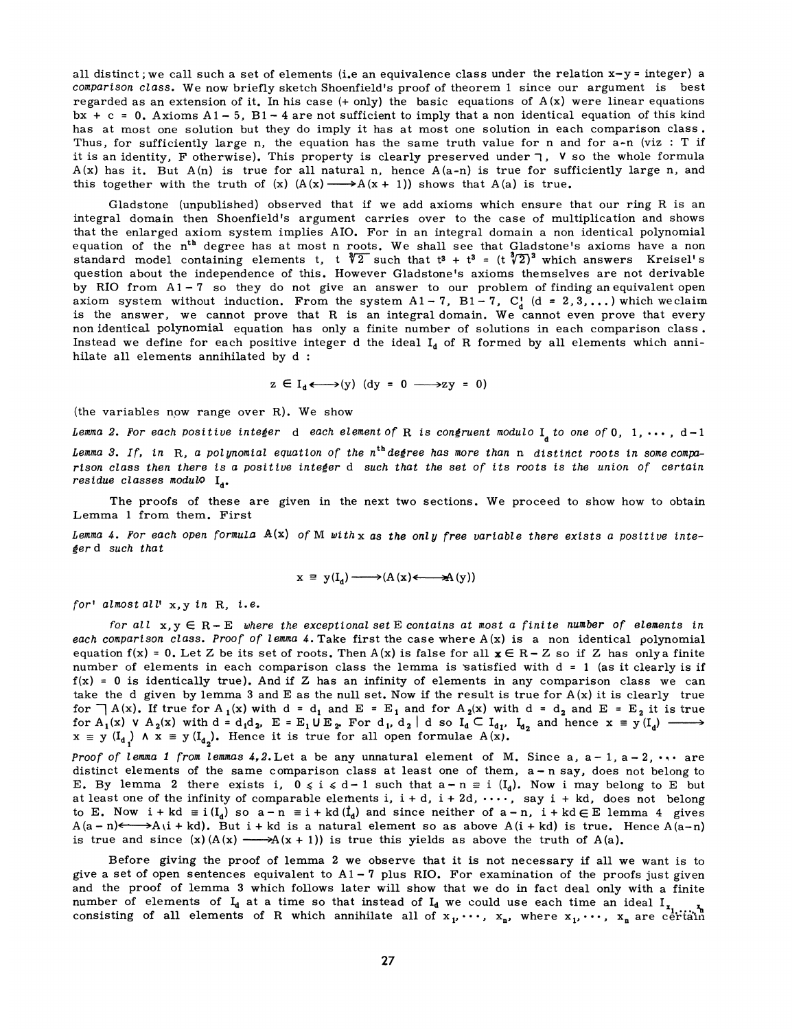all distinct; we call such a set of elements (i.e an equivalence class under the relation $x-y$ = integer) a *comparison class*. We now briefly sketch Shoenfield's proof of theorem 1 since our argument is best regarded as an extension of it. In his case (+ only) the basic equations of $A(x)$ were linear equations $bx + c = 0$. Axioms A1 – 5, B1 – 4 are not sufficient to imply that a non identical equation of this kind has at most one solution but they do imply it has at most one solution in each comparison class. Thus, for sufficiently large n, the equation has the same truth value for n and for a-n (viz : T if it is an identity, F otherwise). This property is clearly preserved under $\neg$, $\vee$ so the whole formula $A(x)$ has it. But $A(n)$ is true for all natural n, hence $A(a-n)$ is true for sufficiently large n, and this together with the truth of $(x)\ (A(x) \longrightarrow A(x+1))$ shows that $A(a)$ is true.

Gladstone (unpublished) observed that if we add axioms which ensure that our ring R is an integral domain then Shoenfield's argument carries over to the case of multiplication and shows that the enlarged axiom system implies AIO. For in an integral domain a non identical polynomial equation of the $n^{th}$ degree has at most n roots. We shall see that Gladstone's axioms have a non standard model containing elements t, $t\sqrt[3]{2}$ such that $t^3 + t^3 = (t\sqrt[3]{2})^3$ which answers Kreisel's question about the independence of this. However Gladstone's axioms themselves are not derivable by RIO from A1 – 7 so they do not give an answer to our problem of finding an equivalent open axiom system without induction. From the system A1 – 7, B1 – 7, $C_d^1$ (d = 2, 3, ...) which we claim is the answer, we cannot prove that R is an integral domain. We cannot even prove that every non identical polynomial equation has only a finite number of solutions in each comparison class. Instead we define for each positive integer d the ideal $I_d$ of R formed by all elements which annihilate all elements annihilated by d :

$$z \in I_d \longleftrightarrow (y)\ (dy = 0 \longrightarrow zy = 0)$$

(the variables now range over R). We show

*Lemma 2. For each positive integer* d *each element of* R *is congruent modulo* $I_d$ *to one of* 0, 1, ..., d – 1

*Lemma 3. If, in* R, *a polynomial equation of the* $n^{th}$ *degree has more than* n *distinct roots in some comparison class then there is a positive integer* d *such that the set of its roots is the union of certain residue classes modulo* $I_d$.

The proofs of these are given in the next two sections. We proceed to show how to obtain Lemma 1 from them. First

*Lemma 4. For each open formula* $A(x)$ *of* M *with* x *as the only free variable there exists a positive integer* d *such that*

$$x \equiv y(I_d) \longrightarrow (A(x) \longleftrightarrow A(y))$$

*for' almost all'* x, y *in* R, *i.e.*

*for all* $x, y \in R - E$ *where the exceptional set* E *contains at most a finite number of elements in each comparison class. Proof of lemma 4.* Take first the case where $A(x)$ is a non identical polynomial equation $f(x) = 0$. Let Z be its set of roots. Then $A(x)$ is false for all $x \in R - Z$ so if Z has only a finite number of elements in each comparison class the lemma is satisfied with d = 1 (as it clearly is if $f(x) = 0$ is identically true). And if Z has an infinity of elements in any comparison class we can take the d given by lemma 3 and E as the null set. Now if the result is true for $A(x)$ it is clearly true for $\neg A(x)$. If true for $A_1(x)$ with $d = d_1$ and $E = E_1$ and for $A_2(x)$ with $d = d_2$ and $E = E_2$ it is true for $A_1(x) \vee A_2(x)$ with $d = d_1 d_2$, $E = E_1 \cup E_2$. For $d_1, d_2 \mid d$ so $I_d \subset I_{d_1}, I_{d_2}$ and hence $x \equiv y(I_d) \longrightarrow x \equiv y(I_{d_1}) \wedge x \equiv y(I_{d_2})$. Hence it is true for all open formulae $A(x)$.

*Proof of lemma 1 from lemmas 4, 2.* Let a be any unnatural element of M. Since a, a – 1, a – 2, ... are distinct elements of the same comparison class at least one of them, a – n say, does not belong to E. By lemma 2 there exists i, $0 \leqslant i \leqslant d-1$ such that $a - n \equiv i\ (I_d)$. Now i may belong to E but at least one of the infinity of comparable elements i, i + d, i + 2d, ..., say i + kd, does not belong to E. Now $i + kd \equiv i(I_d)$ so $a - n \equiv i + kd\ (I_d)$ and since neither of a – n, i + kd $\in$ E lemma 4 gives $A(a-n) \longleftrightarrow A(i+kd)$. But i + kd is a natural element so as above $A(i+kd)$ is true. Hence $A(a-n)$ is true and since $(x)\ (A(x) \longrightarrow A(x+1))$ is true this yields as above the truth of $A(a)$.

Before giving the proof of lemma 2 we observe that it is not necessary if all we want is to give a set of open sentences equivalent to A1 – 7 plus RIO. For examination of the proofs just given and the proof of lemma 3 which follows later will show that we do in fact deal only with a finite number of elements of $I_d$ at a time so that instead of $I_d$ we could use each time an ideal $I_{x_1, \dots, x_n}$ consisting of all elements of R which annihilate all of $x_1, \dots, x_n$, where $x_1, \dots, x_n$ are certain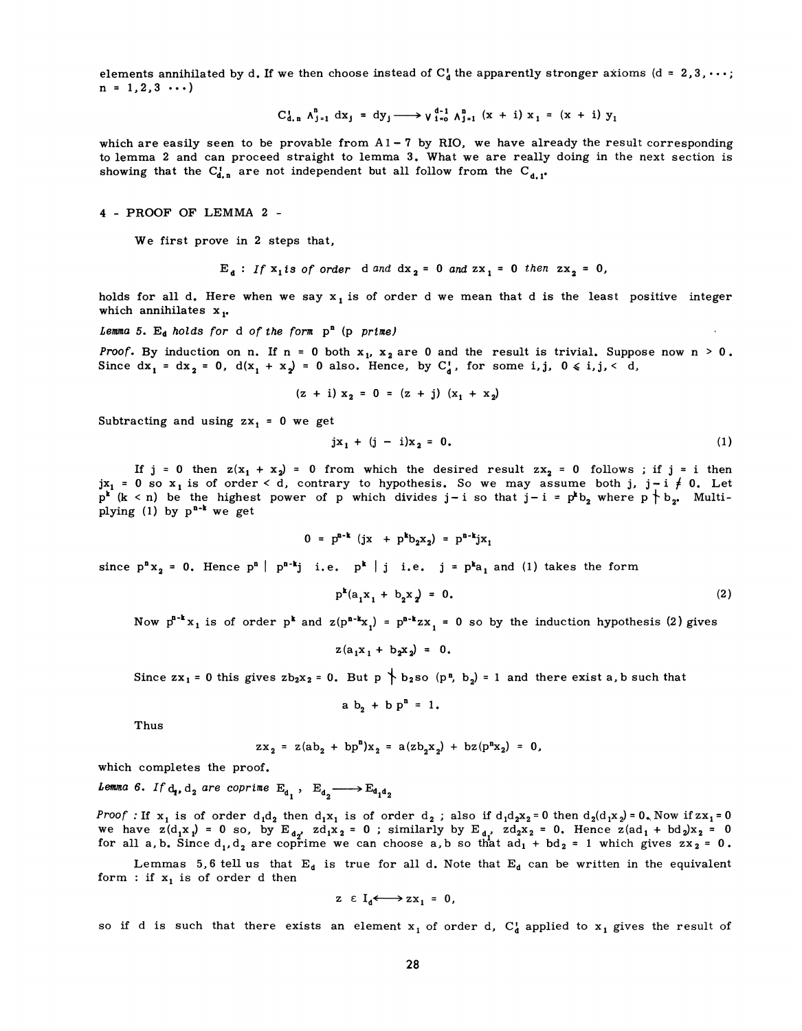elements annihilated by d. If we then choose instead of $C'_d$ the apparently stronger axioms ($d = 2, 3, \cdots$; $n = 1, 2, 3 \cdots$)

$$C'_{d,n} \ \Lambda_{j=1}^{n} dx_j = dy_j \longrightarrow \vee_{i=0}^{d-1} \Lambda_{j=1}^{n} (x + i)\, x_1 = (x + i)\, y_1$$

which are easily seen to be provable from A1 – 7 by RIO, we have already the result corresponding to lemma 2 and can proceed straight to lemma 3. What we are really doing in the next section is showing that the $C'_{d,n}$ are not independent but all follow from the $C_{d,1}$.

## 4 - PROOF OF LEMMA 2 -

We first prove in 2 steps that,

$E_d$ : *If $x_1$ is of order* d *and* $dx_2 = 0$ *and* $zx_1 = 0$ *then* $zx_2 = 0$,

holds for all d. Here when we say $x_1$ is of order d we mean that d is the least positive integer which annihilates $x_1$.

*Lemma 5.* $E_d$ *holds for* d *of the form* $p^n$ *(p prime)*

*Proof.* By induction on n. If $n = 0$ both $x_1$, $x_2$ are 0 and the result is trivial. Suppose now $n > 0$. Since $dx_1 = dx_2 = 0$, $d(x_1 + x_2) = 0$ also. Hence, by $C'_d$, for some i, j, $0 \leqslant i, j, < d$,

$$(z + i)\, x_2 = 0 = (z + j)\,(x_1 + x_2)$$

Subtracting and using $zx_1 = 0$ we get

$$jx_1 + (j - i)x_2 = 0. \qquad (1)$$

If $j = 0$ then $z(x_1 + x_2) = 0$ from which the desired result $zx_2 = 0$ follows ; if $j = i$ then $jx_1 = 0$ so $x_1$ is of order $< d$, contrary to hypothesis. So we may assume both j, $j - i \neq 0$. Let $p^k$ ($k < n$) be the highest power of p which divides $j - i$ so that $j - i = p^k b_2$ where $p \nmid b_2$. Multiplying (1) by $p^{n-k}$ we get

$$0 = p^{n-k}\,(jx + p^k b_2 x_2) = p^{n-k} j x_1$$

since $p^n x_2 = 0$. Hence $p^n \mid p^{n-k} j$ i.e. $p^k \mid j$ i.e. $j = p^k a_1$ and (1) takes the form

$$p^k(a_1 x_1 + b_2 x_2) = 0. \qquad (2)$$

Now $p^{n-k} x_1$ is of order $p^k$ and $z(p^{n-k} x_1) = p^{n-k} z x_1 = 0$ so by the induction hypothesis (2) gives

$$z(a_1 x_1 + b_2 x_2) = 0.$$

Since $zx_1 = 0$ this gives $zb_2x_2 = 0$. But $p \nmid b_2$ so $(p^n, b_2) = 1$ and there exist a, b such that

$$a\, b_2 + b\, p^n = 1.$$

Thus

$$zx_2 = z(ab_2 + bp^n)x_2 = a(zb_2x_2) + bz(p^n x_2) = 0,$$

which completes the proof.

*Lemma 6. If* $d_1, d_2$ *are coprime* $E_{d_1}$, $E_{d_2} \longrightarrow E_{d_1 d_2}$

*Proof* : If $x_1$ is of order $d_1 d_2$ then $d_1 x_1$ is of order $d_2$ ; also if $d_1 d_2 x_2 = 0$ then $d_2(d_1 x_2) = 0$. Now if $zx_1 = 0$ we have $z(d_1 x_1) = 0$ so, by $E_{d_2}$, $zd_1x_2 = 0$ ; similarly by $E_{d_1}$, $zd_2x_2 = 0$. Hence $z(ad_1 + bd_2)x_2 = 0$ for all a, b. Since $d_1, d_2$ are coprime we can choose a, b so that $ad_1 + bd_2 = 1$ which gives $zx_2 = 0$.

Lemmas 5, 6 tell us that $E_d$ is true for all d. Note that $E_d$ can be written in the equivalent form : if $x_1$ is of order d then

$$z \in I_d \longleftrightarrow zx_1 = 0,$$

so if d is such that there exists an element $x_1$ of order d, $C'_d$ applied to $x_1$ gives the result of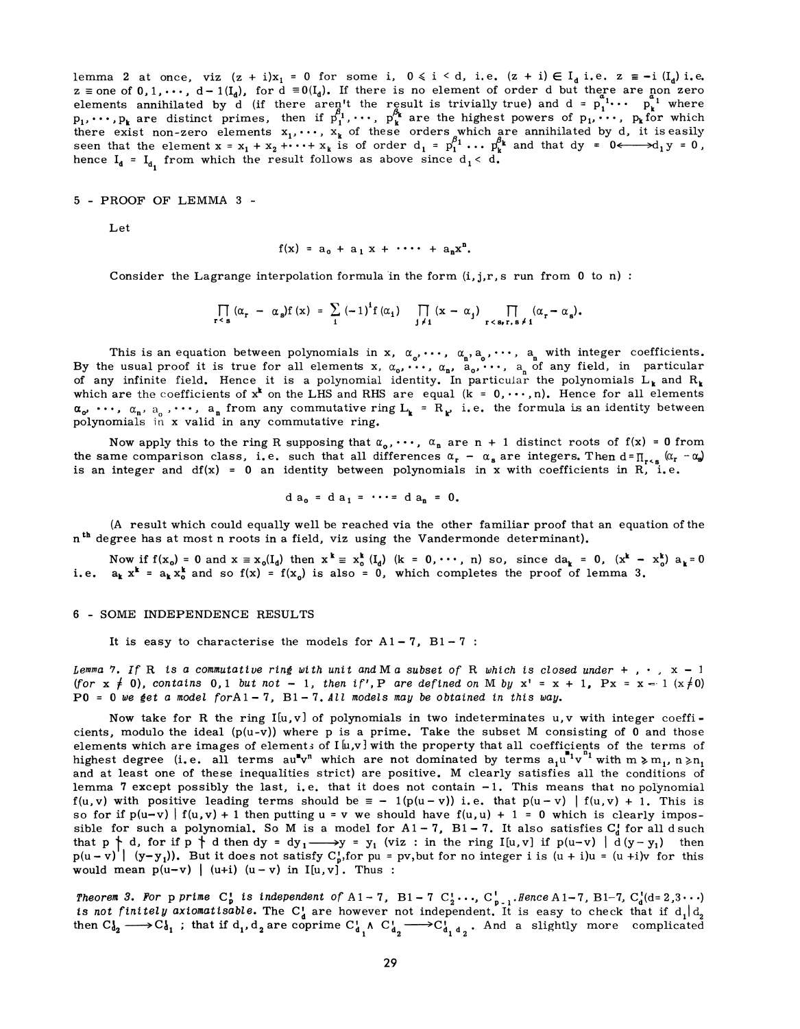lemma 2 at once, viz $(z + i)x_1 = 0$ for some $i$, $0 \leqslant i < d$, i.e. $(z + i) \in I_d$ i.e. $z \equiv -i\ (I_d)$ i.e. $z \equiv$ one of $0, 1, \cdots, d-1(I_d)$, for $d \equiv 0(I_d)$. If there is no element of order $d$ but there are non zero elements annihilated by $d$ (if there aren't the result is trivially true) and $d = p_1^{\alpha_1} \cdots p_k^{\alpha_1}$ where $p_1, \cdots, p_k$ are distinct primes, then if $p_1^{\beta_1}, \cdots, p_k^{\beta_k}$ are the highest powers of $p_1, \cdots, p_k$ for which there exist non-zero elements $x_1, \cdots, x_k$ of these orders which are annihilated by $d$, it is easily seen that the element $x = x_1 + x_2 + \cdots + x_k$ is of order $d_1 = p_1^{\beta_1} \cdots p_k^{\beta_k}$ and that $dy = 0 \longleftrightarrow d_1 y = 0$, hence $I_d = I_{d_1}$ from which the result follows as above since $d_1 < d$.

## 5 - PROOF OF LEMMA 3 -

Let

$$f(x) = a_0 + a_1 x + \cdots + a_n x^n.$$

Consider the Lagrange interpolation formula in the form ($i, j, r, s$ run from 0 to $n$) :

$$\prod_{r<s} (\alpha_r - \alpha_s) f(x) = \sum_i (-1)^i f(\alpha_i) \prod_{j \neq i} (x - \alpha_j) \prod_{r<s,\, r,s \neq i} (\alpha_r - \alpha_s).$$

This is an equation between polynomials in $x, \alpha_0, \cdots, \alpha_n, a_0, \cdots, a_n$ with integer coefficients. By the usual proof it is true for all elements $x, \alpha_0, \cdots, \alpha_n, a_0, \cdots, a_n$ of any field, in particular of any infinite field. Hence it is a polynomial identity. In particular the polynomials $L_k$ and $R_k$ which are the coefficients of $x^k$ on the LHS and RHS are equal ($k = 0, \cdots, n$). Hence for all elements $\alpha_0, \cdots, \alpha_n, a_0, \cdots, a_n$ from any commutative ring $L_k = R_k$, i.e. the formula is an identity between polynomials in $x$ valid in any commutative ring.

Now apply this to the ring $R$ supposing that $\alpha_0, \cdots, \alpha_n$ are $n + 1$ distinct roots of $f(x) = 0$ from the same comparison class, i.e. such that all differences $\alpha_r - \alpha_s$ are integers. Then $d = \prod_{r<s} (\alpha_r - \alpha_s)$ is an integer and $df(x) = 0$ an identity between polynomials in $x$ with coefficients in $R$, i.e.

$$d\,a_0 = d\,a_1 = \cdots = d\,a_n = 0.$$

(A result which could equally well be reached via the other familiar proof that an equation of the $n^{th}$ degree has at most $n$ roots in a field, viz using the Vandermonde determinant).

Now if $f(x_0) = 0$ and $x \equiv x_0(I_d)$ then $x^k \equiv x_0^k\ (I_d)$ ($k = 0, \cdots, n$) so, since $da_k = 0$, $(x^k - x_0^k)\, a_k = 0$ i.e. $a_k x^k = a_k x_0^k$ and so $f(x) = f(x_0)$ is also $= 0$, which completes the proof of lemma 3.

## 6 - SOME INDEPENDENCE RESULTS

It is easy to characterise the models for A1 – 7, B1 – 7 :

*Lemma 7. If* R *is a commutative ring with unit and* M *a subset of* R *which is closed under* $+$, $\cdot$, $x - 1$ *(for* $x \neq 0$*), contains* 0, 1 *but not* $-1$, *then if* $'$, P *are defined on* M *by* $x' = x + 1$, $Px = x - 1$ $(x \neq 0)$ $P0 = 0$ *we get a model for* A1 – 7, B1 – 7. *All models may be obtained in this way.*

Now take for R the ring $I[u,v]$ of polynomials in two indeterminates $u, v$ with integer coefficients, modulo the ideal $(p(u-v))$ where $p$ is a prime. Take the subset M consisting of 0 and those elements which are images of elements of $I[u,v]$ with the property that all coefficients of the terms of highest degree (i.e. all terms $au^m v^n$ which are not dominated by terms $a_1 u^{m_1} v^{n_1}$ with $m \geqslant m_1$, $n \geqslant n_1$ and at least one of these inequalities strict) are positive. M clearly satisfies all the conditions of lemma 7 except possibly the last, i.e. that it does not contain $-1$. This means that no polynomial $f(u,v)$ with positive leading terms should be $\equiv -1(p(u-v))$ i.e. that $p(u-v) \mid f(u,v) + 1$. This is so for if $p(u-v) \mid f(u,v) + 1$ then putting $u = v$ we should have $f(u,u) + 1 = 0$ which is clearly impossible for such a polynomial. So M is a model for A1 – 7, B1 – 7. It also satisfies $C_d^!$ for all $d$ such that $p \nmid d$, for if $p \nmid d$ then $dy = dy_1 \longrightarrow y = y_1$ (viz : in the ring $I[u,v]$ if $p(u-v) \mid d(y - y_1)$ then $p(u-v) \mid (y - y_1)$). But it does not satisfy $C_p^!$, for $pu = pv$, but for no integer $i$ is $(u + i)u = (u + i)v$ for this would mean $p(u-v) \mid (u+i)(u-v)$ in $I[u,v]$. Thus :

*Theorem 3. For* $p$ *prime* $C_p^!$ *is independent of* A1 – 7, B1 – 7 $C_2^! \cdots, C_{p-1}^!$. *Hence* A1–7, B1–7, $C_d^!$($d = 2, 3 \cdots$) *is not finitely axiomatisable.* The $C_d^!$ are however not independent. It is easy to check that if $d_1 \mid d_2$ then $C_{d_2}^! \longrightarrow C_{d_1}^!$ ; that if $d_1, d_2$ are coprime $C_{d_1}^! \wedge C_{d_2}^! \longrightarrow C_{d_1 d_2}^!$. And a slightly more complicated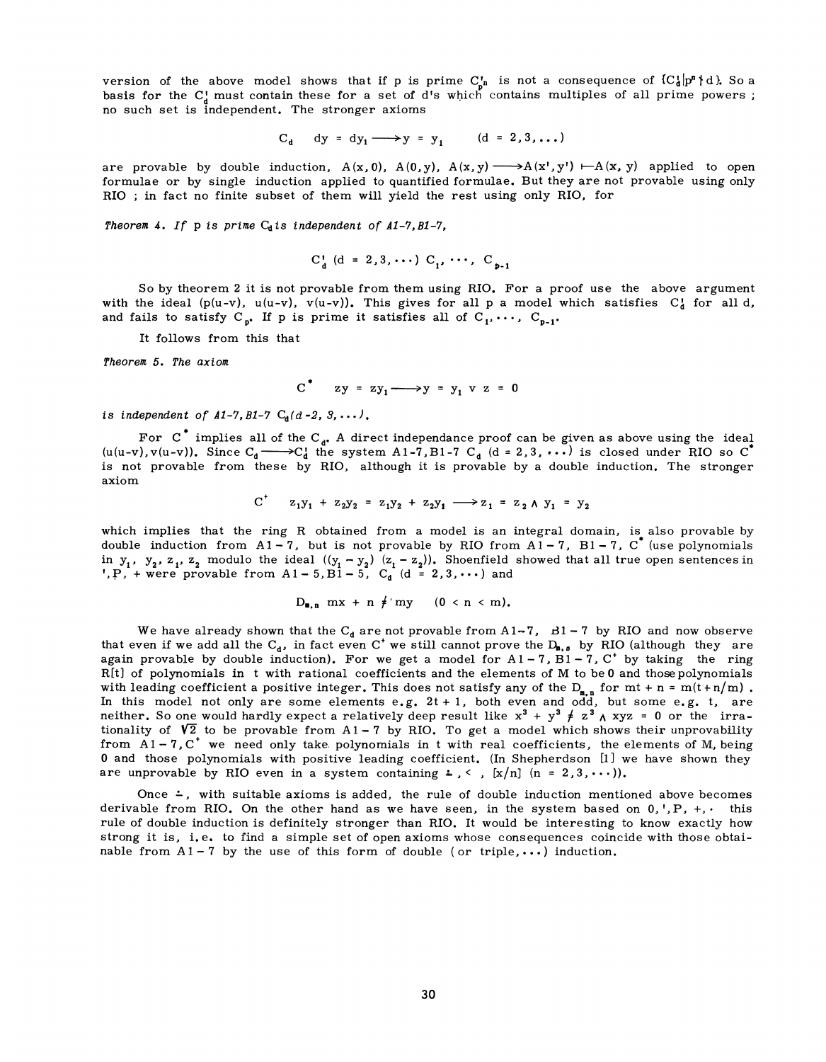version of the above model shows that if p is prime $C'_{p^n}$ is not a consequence of $\{C'_d | p^n \nmid d\}$. So a basis for the $C'_d$ must contain these for a set of d's which contains multiples of all prime powers ; no such set is independent. The stronger axioms

$$C_d \quad dy = dy_1 \longrightarrow y = y_1 \qquad (d = 2, 3, \ldots)$$

are provable by double induction, $A(x, 0)$, $A(0, y)$, $A(x, y) \longrightarrow A(x', y') \vdash A(x, y)$ applied to open formulae or by single induction applied to quantified formulae. But they are not provable using only RIO ; in fact no finite subset of them will yield the rest using only RIO, for

*Theorem 4. If* p *is prime* $C_d$ *is independent of A1-7, B1-7,*

$$C'_d \ (d = 2, 3, \cdots) \ C_1, \cdots, \ C_{p-1}$$

So by theorem 2 it is not provable from them using RIO. For a proof use the above argument with the ideal $(p(u-v), u(u-v), v(u-v))$. This gives for all p a model which satisfies $C'_d$ for all d, and fails to satisfy $C_p$. If p is prime it satisfies all of $C_1, \cdots, C_{p-1}$.

It follows from this that

*Theorem 5. The axiom*

$$C^* \quad zy = zy_1 \longrightarrow y = y_1 \vee z = 0$$

*is independent of A1-7, B1-7* $C_d (d = 2, 3, \ldots)$.

For $C^*$ implies all of the $C_d$. A direct independance proof can be given as above using the ideal $(u(u-v), v(u-v))$. Since $C_d \longrightarrow C'_d$ the system A1-7, B1-7 $C_d$ (d = 2, 3, ...) is closed under RIO so $C^*$ is not provable from these by RIO, although it is provable by a double induction. The stronger axiom

$$C^+ \quad z_1y_1 + z_2y_2 = z_1y_2 + z_2y_1 \longrightarrow z_1 = z_2 \wedge y_1 = y_2$$

which implies that the ring R obtained from a model is an integral domain, is also provable by double induction from A1 - 7, but is not provable by RIO from A1 - 7, B1 - 7, $C^*$ (use polynomials in $y_1$, $y_2$, $z_1$, $z_2$ modulo the ideal $((y_1 - y_2)(z_1 - z_2))$. Shoenfield showed that all true open sentences in ', P, + were provable from A1 - 5, B1 - 5, $C_d$ (d = 2, 3, ...) and

$$D_{m,n} \quad mx + n \neq' my \qquad (0 < n < m).$$

We have already shown that the $C_d$ are not provable from A1-7, B1 - 7 by RIO and now observe that even if we add all the $C_d$, in fact even $C^+$ we still cannot prove the $D_{m,n}$ by RIO (although they are again provable by double induction). For we get a model for A1 - 7, B1 - 7, $C^+$ by taking the ring R[t] of polynomials in t with rational coefficients and the elements of M to be 0 and those polynomials with leading coefficient a positive integer. This does not satisfy any of the $D_{m,n}$ for $mt + n = m(t + n/m)$. In this model not only are some elements e.g. $2t + 1$, both even and odd, but some e.g. t, are neither. So one would hardly expect a relatively deep result like $x^3 + y^3 \neq z^3 \wedge xyz = 0$ or the irrationality of $\sqrt{2}$ to be provable from A1 - 7 by RIO. To get a model which shows their unprovability from A1 - 7, $C^+$ we need only take polynomials in t with real coefficients, the elements of M, being 0 and those polynomials with positive leading coefficient. (In Shephersdon [1] we have shown they are unprovable by RIO even in a system containing $\dot{-}$, <, [x/n] (n = 2, 3, ...)).

Once $\dot{-}$, with suitable axioms is added, the rule of double induction mentioned above becomes derivable from RIO. On the other hand as we have seen, in the system based on 0, ', P, +, · this rule of double induction is definitely stronger than RIO. It would be interesting to know exactly how strong it is, i.e. to find a simple set of open axioms whose consequences coincide with those obtainable from A1 - 7 by the use of this form of double (or triple, ...) induction.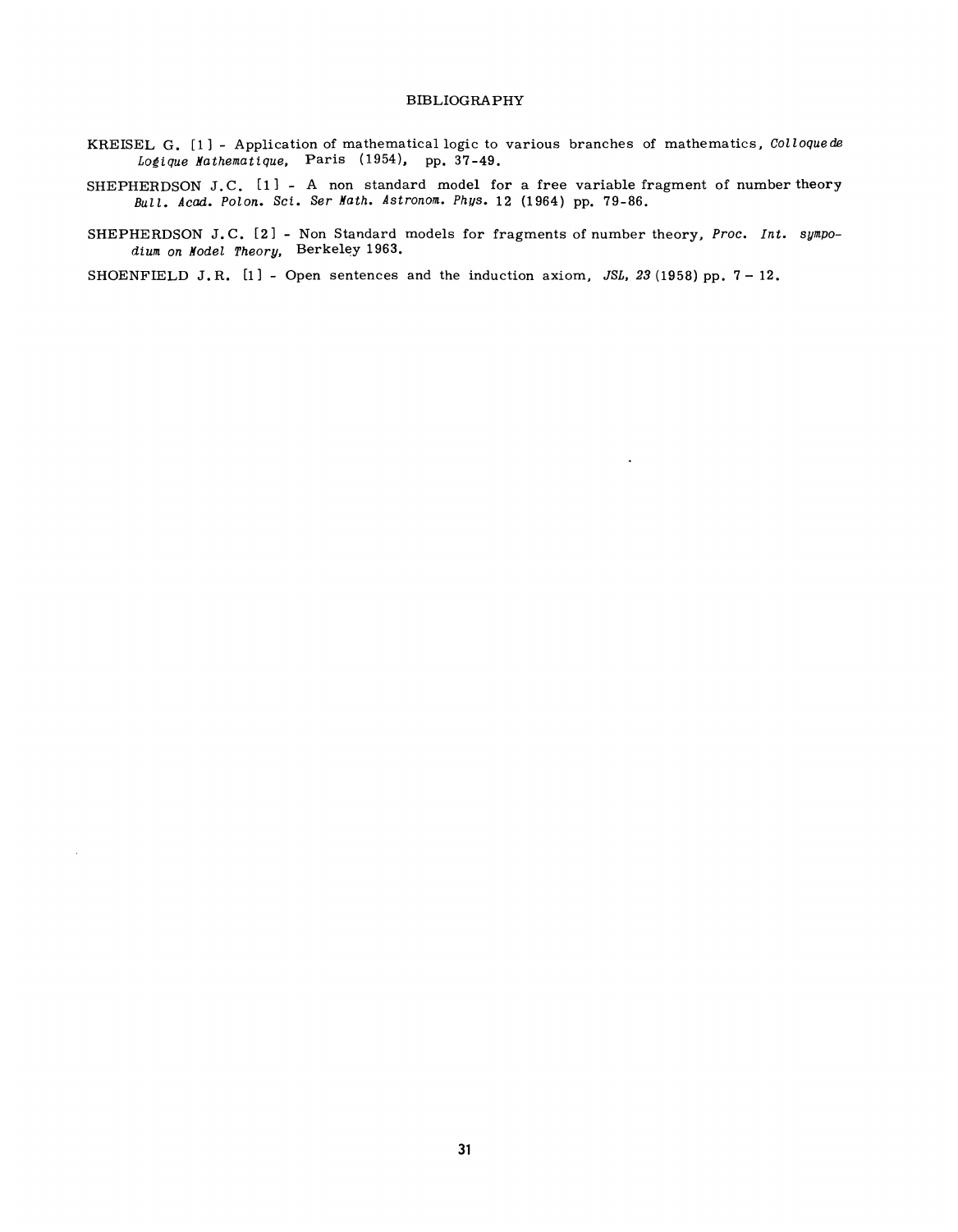## BIBLIOGRAPHY

KREISEL G. [1] - Application of mathematical logic to various branches of mathematics, *Colloque de Logique Mathematique*, Paris (1954), pp. 37-49.

SHEPHERDSON J.C. [1] - A non standard model for a free variable fragment of number theory *Bull. Acad. Polon. Sci. Ser Math. Astronom. Phys.* 12 (1964) pp. 79-86.

SHEPHERDSON J.C. [2] - Non Standard models for fragments of number theory, *Proc. Int. symposium on Model Theory*, Berkeley 1963.

SHOENFIELD J.R. [1] - Open sentences and the induction axiom, *JSL*, *23* (1958) pp. 7 – 12.